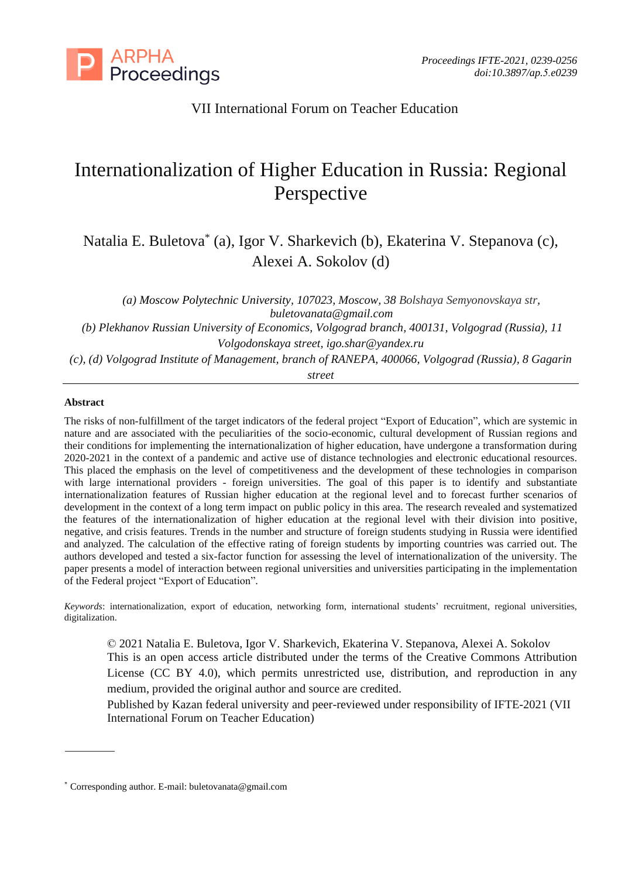VII International Forum on Teacher Education

# Internationalization of Higher Education in Russia: Regional Perspective

Natalia E. Buletova* (a), Igor V. Sharkevich (b), Ekaterina V. Stepanova (c), Alexei A. Sokolov (d)

*(a) Moscow Polytechnic University, 107023, Moscow, 38 Bolshaya Semyonovskaya str, buletovanata@gmail.com*

*(b) Plekhanov Russian University of Economics, Volgograd branch, 400131, Volgograd (Russia), 11 Volgodonskaya street, igo.shar@yandex.ru*

*(c), (d) Volgograd Institute of Management, branch of RANEPA, 400066, Volgograd (Russia), 8 Gagarin street*

## Abstract

The risks of non-fulfillment of the target indicators of the federal project "Export of Education", which are systemic in nature and are associated with the peculiarities of the socio-economic, cultural development of Russian regions and their conditions for implementing the internationalization of higher education, have undergone a transformation during 2020-2021 in the context of a pandemic and active use of distance technologies and electronic educational resources. This placed the emphasis on the level of competitiveness and the development of these technologies in comparison with large international providers - foreign universities. The goal of this paper is to identify and substantiate internationalization features of Russian higher education at the regional level and to forecast further scenarios of development in the context of a long term impact on public policy in this area. The research revealed and systematized the features of the internationalization of higher education at the regional level with their division into positive, negative, and crisis features. Trends in the number and structure of foreign students studying in Russia were identified and analyzed. The calculation of the effective rating of foreign students by importing countries was carried out. The authors developed and tested a six-factor function for assessing the level of internationalization of the university. The paper presents a model of interaction between regional universities and universities participating in the implementation of the Federal project "Export of Education".

*Keywords*: internationalization, export of education, networking form, international students' recruitment, regional universities, digitalization.

© 2021 Natalia E. Buletova, Igor V. Sharkevich, Ekaterina V. Stepanova, Alexei A. Sokolov
This is an open access article distributed under the terms of the Creative Commons Attribution License (CC BY 4.0), which permits unrestricted use, distribution, and reproduction in any medium, provided the original author and source are credited.
Published by Kazan federal university and peer-reviewed under responsibility of IFTE-2021 (VII International Forum on Teacher Education)

* Corresponding author. E-mail: buletovanata@gmail.com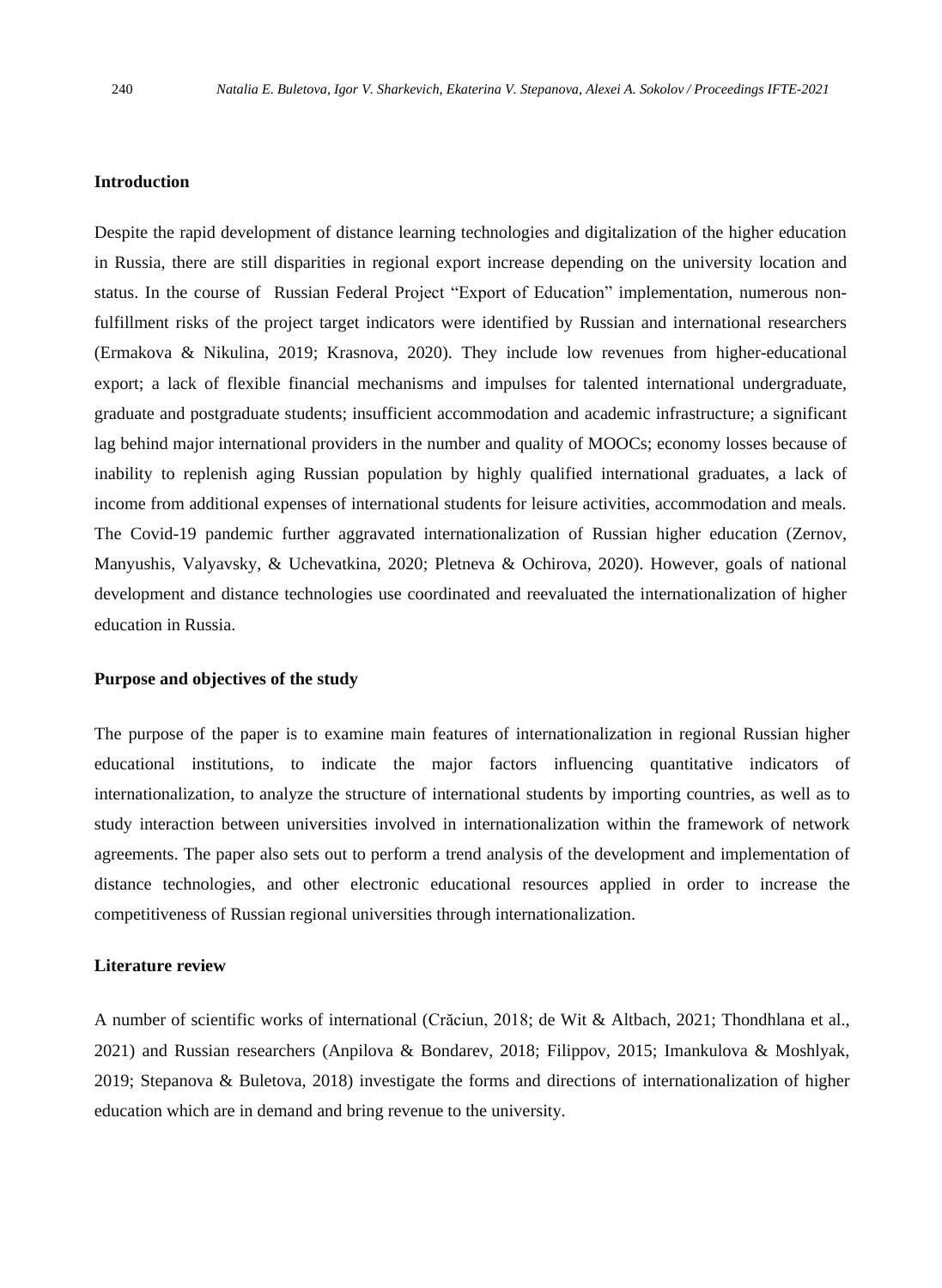## Introduction

Despite the rapid development of distance learning technologies and digitalization of the higher education in Russia, there are still disparities in regional export increase depending on the university location and status. In the course of Russian Federal Project "Export of Education" implementation, numerous non-fulfillment risks of the project target indicators were identified by Russian and international researchers (Ermakova & Nikulina, 2019; Krasnova, 2020). They include low revenues from higher-educational export; a lack of flexible financial mechanisms and impulses for talented international undergraduate, graduate and postgraduate students; insufficient accommodation and academic infrastructure; a significant lag behind major international providers in the number and quality of MOOCs; economy losses because of inability to replenish aging Russian population by highly qualified international graduates, a lack of income from additional expenses of international students for leisure activities, accommodation and meals. The Covid-19 pandemic further aggravated internationalization of Russian higher education (Zernov, Manyushis, Valyavsky, & Uchevatkina, 2020; Pletneva & Ochirova, 2020). However, goals of national development and distance technologies use coordinated and reevaluated the internationalization of higher education in Russia.

## Purpose and objectives of the study

The purpose of the paper is to examine main features of internationalization in regional Russian higher educational institutions, to indicate the major factors influencing quantitative indicators of internationalization, to analyze the structure of international students by importing countries, as well as to study interaction between universities involved in internationalization within the framework of network agreements. The paper also sets out to perform a trend analysis of the development and implementation of distance technologies, and other electronic educational resources applied in order to increase the competitiveness of Russian regional universities through internationalization.

## Literature review

A number of scientific works of international (Crăciun, 2018; de Wit & Altbach, 2021; Thondhlana et al., 2021) and Russian researchers (Anpilova & Bondarev, 2018; Filippov, 2015; Imankulova & Moshlyak, 2019; Stepanova & Buletova, 2018) investigate the forms and directions of internationalization of higher education which are in demand and bring revenue to the university.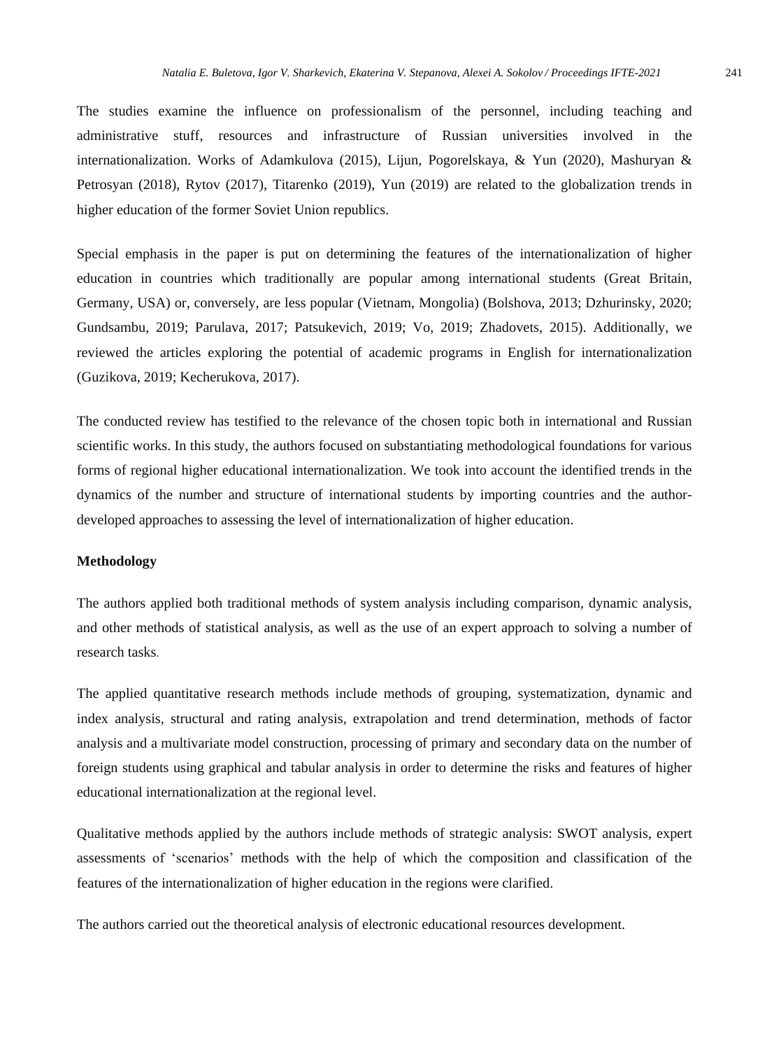The studies examine the influence on professionalism of the personnel, including teaching and administrative stuff, resources and infrastructure of Russian universities involved in the internationalization. Works of Adamkulova (2015), Lijun, Pogorelskaya, & Yun (2020), Mashuryan & Petrosyan (2018), Rytov (2017), Titarenko (2019), Yun (2019) are related to the globalization trends in higher education of the former Soviet Union republics.

Special emphasis in the paper is put on determining the features of the internationalization of higher education in countries which traditionally are popular among international students (Great Britain, Germany, USA) or, conversely, are less popular (Vietnam, Mongolia) (Bolshova, 2013; Dzhurinsky, 2020; Gundsambu, 2019; Parulava, 2017; Patsukevich, 2019; Vo, 2019; Zhadovets, 2015). Additionally, we reviewed the articles exploring the potential of academic programs in English for internationalization (Guzikova, 2019; Kecherukova, 2017).

The conducted review has testified to the relevance of the chosen topic both in international and Russian scientific works. In this study, the authors focused on substantiating methodological foundations for various forms of regional higher educational internationalization. We took into account the identified trends in the dynamics of the number and structure of international students by importing countries and the author-developed approaches to assessing the level of internationalization of higher education.

**Methodology**

The authors applied both traditional methods of system analysis including comparison, dynamic analysis, and other methods of statistical analysis, as well as the use of an expert approach to solving a number of research tasks.

The applied quantitative research methods include methods of grouping, systematization, dynamic and index analysis, structural and rating analysis, extrapolation and trend determination, methods of factor analysis and a multivariate model construction, processing of primary and secondary data on the number of foreign students using graphical and tabular analysis in order to determine the risks and features of higher educational internationalization at the regional level.

Qualitative methods applied by the authors include methods of strategic analysis: SWOT analysis, expert assessments of 'scenarios' methods with the help of which the composition and classification of the features of the internationalization of higher education in the regions were clarified.

The authors carried out the theoretical analysis of electronic educational resources development.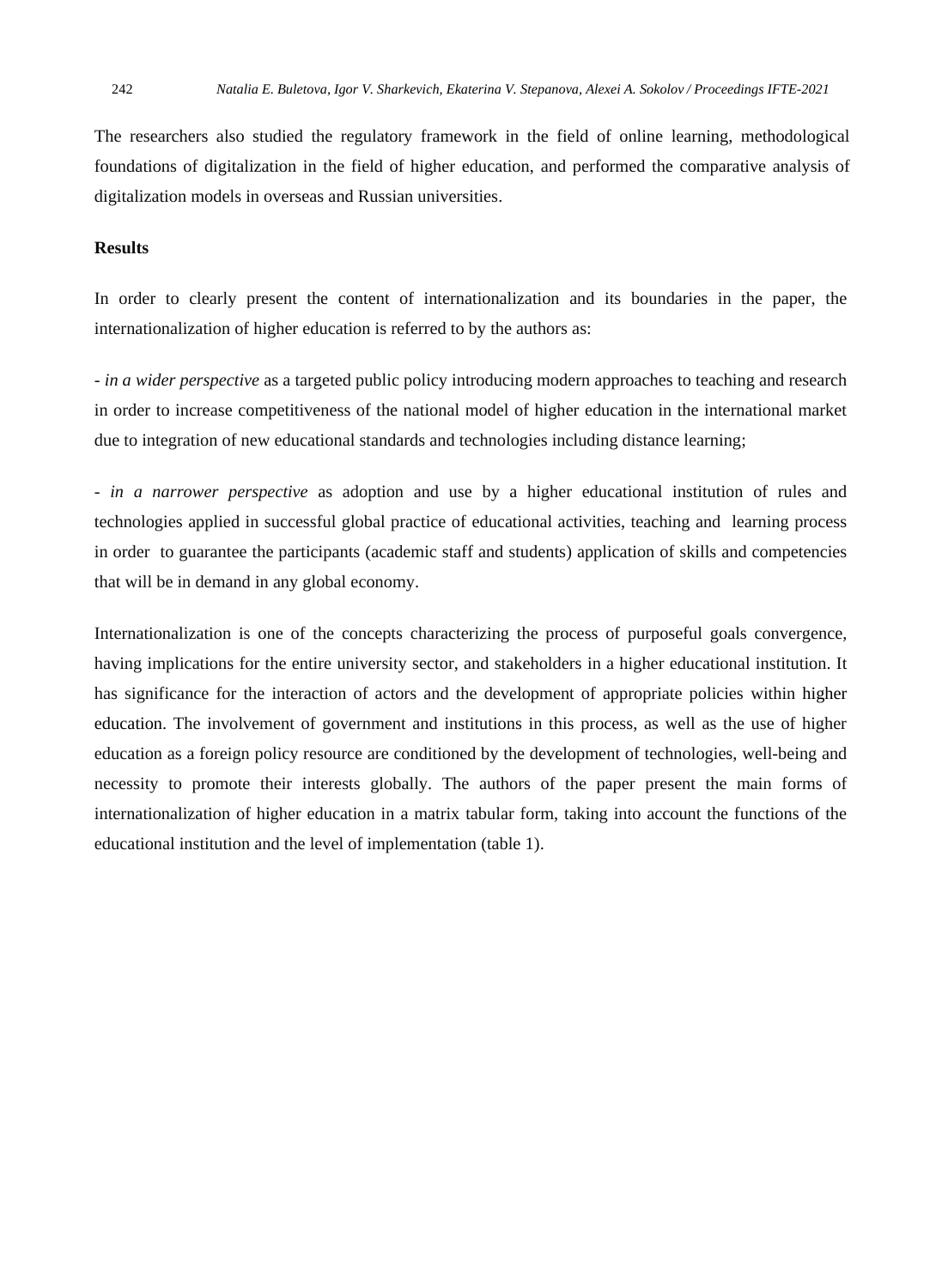The researchers also studied the regulatory framework in the field of online learning, methodological foundations of digitalization in the field of higher education, and performed the comparative analysis of digitalization models in overseas and Russian universities.

## Results

In order to clearly present the content of internationalization and its boundaries in the paper, the internationalization of higher education is referred to by the authors as:

- *in a wider perspective* as a targeted public policy introducing modern approaches to teaching and research in order to increase competitiveness of the national model of higher education in the international market due to integration of new educational standards and technologies including distance learning;

- *in a narrower perspective* as adoption and use by a higher educational institution of rules and technologies applied in successful global practice of educational activities, teaching and learning process in order to guarantee the participants (academic staff and students) application of skills and competencies that will be in demand in any global economy.

Internationalization is one of the concepts characterizing the process of purposeful goals convergence, having implications for the entire university sector, and stakeholders in a higher educational institution. It has significance for the interaction of actors and the development of appropriate policies within higher education. The involvement of government and institutions in this process, as well as the use of higher education as a foreign policy resource are conditioned by the development of technologies, well-being and necessity to promote their interests globally. The authors of the paper present the main forms of internationalization of higher education in a matrix tabular form, taking into account the functions of the educational institution and the level of implementation (table 1).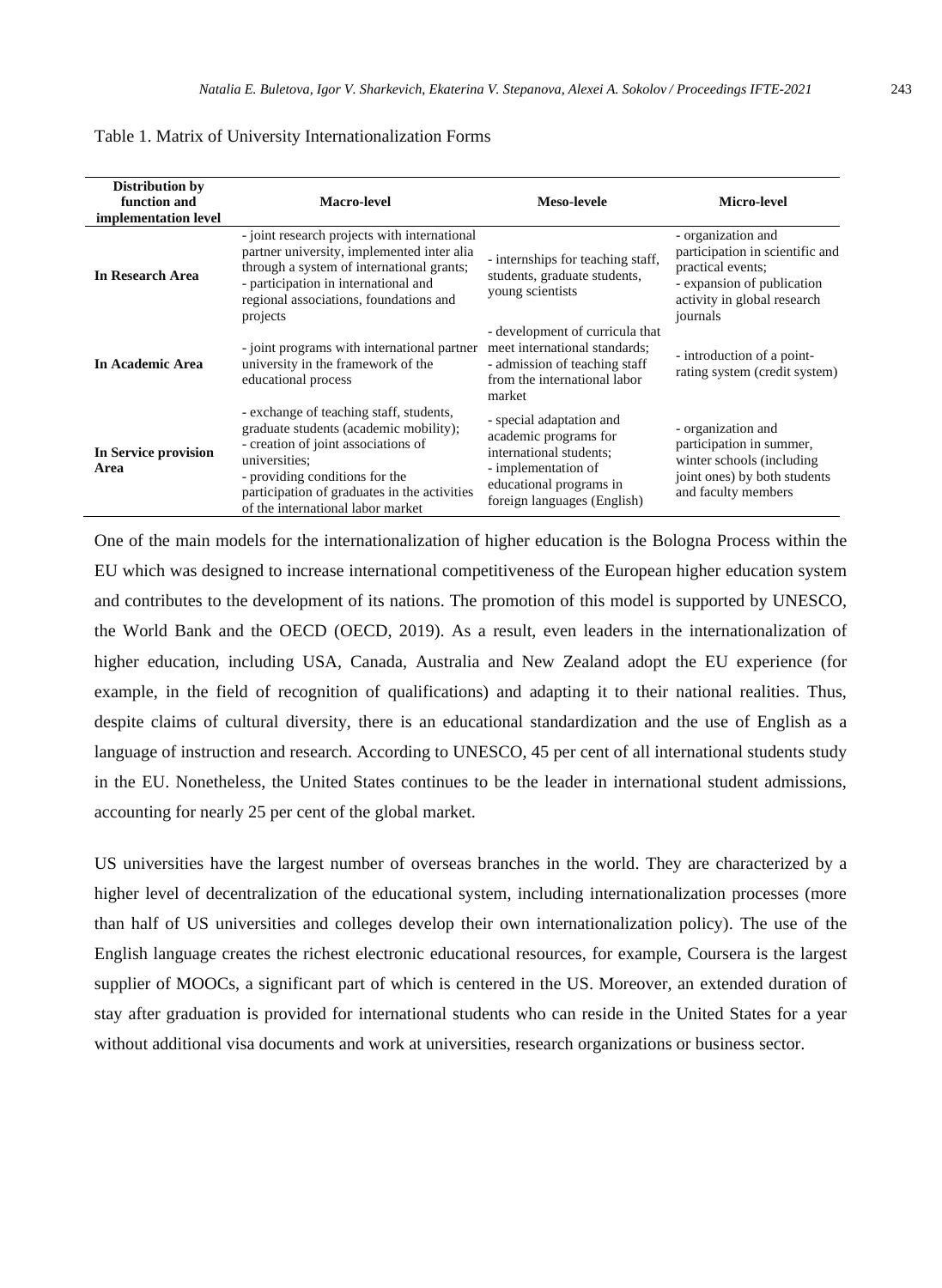Table 1. Matrix of University Internationalization Forms

| **Distribution by function and implementation level** | **Macro-level** | **Meso-levele** | **Micro-level** |
|---|---|---|---|
| **In Research Area** | - joint research projects with international partner university, implemented inter alia through a system of international grants;<br>- participation in international and regional associations, foundations and projects | - internships for teaching staff, students, graduate students, young scientists | - organization and participation in scientific and practical events;<br>- expansion of publication activity in global research journals |
| **In Academic Area** | - joint programs with international partner university in the framework of the educational process | - development of curricula that meet international standards;<br>- admission of teaching staff from the international labor market | - introduction of a point-rating system (credit system) |
| **In Service provision Area** | - exchange of teaching staff, students, graduate students (academic mobility);<br>- creation of joint associations of universities;<br>- providing conditions for the participation of graduates in the activities of the international labor market | - special adaptation and academic programs for international students;<br>- implementation of educational programs in foreign languages (English) | - organization and participation in summer, winter schools (including joint ones) by both students and faculty members |

One of the main models for the internationalization of higher education is the Bologna Process within the EU which was designed to increase international competitiveness of the European higher education system and contributes to the development of its nations. The promotion of this model is supported by UNESCO, the World Bank and the OECD (OECD, 2019). As a result, even leaders in the internationalization of higher education, including USA, Canada, Australia and New Zealand adopt the EU experience (for example, in the field of recognition of qualifications) and adapting it to their national realities. Thus, despite claims of cultural diversity, there is an educational standardization and the use of English as a language of instruction and research. According to UNESCO, 45 per cent of all international students study in the EU. Nonetheless, the United States continues to be the leader in international student admissions, accounting for nearly 25 per cent of the global market.

US universities have the largest number of overseas branches in the world. They are characterized by a higher level of decentralization of the educational system, including internationalization processes (more than half of US universities and colleges develop their own internationalization policy). The use of the English language creates the richest electronic educational resources, for example, Coursera is the largest supplier of MOOCs, a significant part of which is centered in the US. Moreover, an extended duration of stay after graduation is provided for international students who can reside in the United States for a year without additional visa documents and work at universities, research organizations or business sector.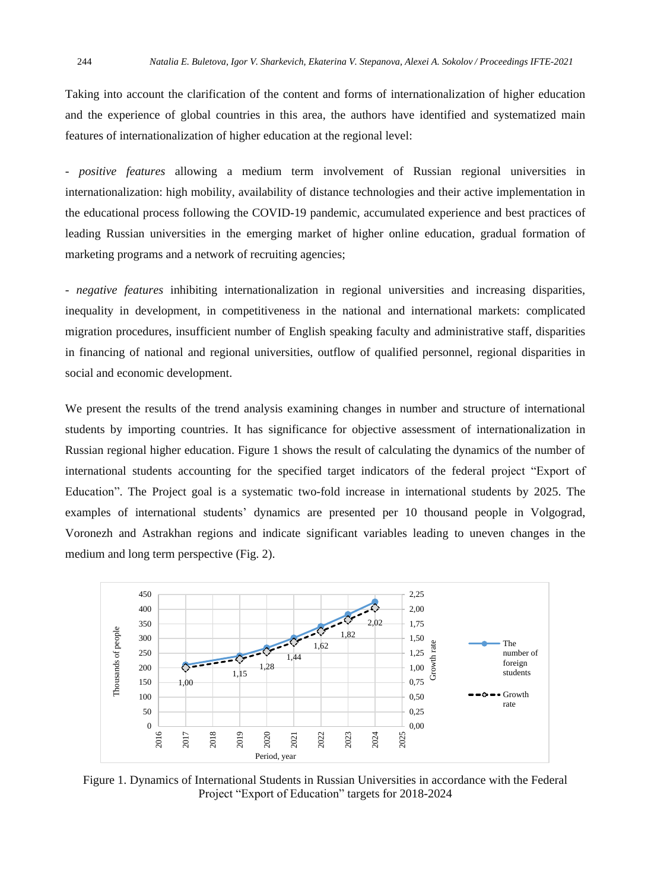Taking into account the clarification of the content and forms of internationalization of higher education and the experience of global countries in this area, the authors have identified and systematized main features of internationalization of higher education at the regional level:

- *positive features* allowing a medium term involvement of Russian regional universities in internationalization: high mobility, availability of distance technologies and their active implementation in the educational process following the COVID-19 pandemic, accumulated experience and best practices of leading Russian universities in the emerging market of higher online education, gradual formation of marketing programs and a network of recruiting agencies;

- *negative features* inhibiting internationalization in regional universities and increasing disparities, inequality in development, in competitiveness in the national and international markets: complicated migration procedures, insufficient number of English speaking faculty and administrative staff, disparities in financing of national and regional universities, outflow of qualified personnel, regional disparities in social and economic development.

We present the results of the trend analysis examining changes in number and structure of international students by importing countries. It has significance for objective assessment of internationalization in Russian regional higher education. Figure 1 shows the result of calculating the dynamics of the number of international students accounting for the specified target indicators of the federal project "Export of Education". The Project goal is a systematic two-fold increase in international students by 2025. The examples of international students' dynamics are presented per 10 thousand people in Volgograd, Voronezh and Astrakhan regions and indicate significant variables leading to uneven changes in the medium and long term perspective (Fig. 2).

Figure 1. Dynamics of International Students in Russian Universities in accordance with the Federal Project "Export of Education" targets for 2018-2024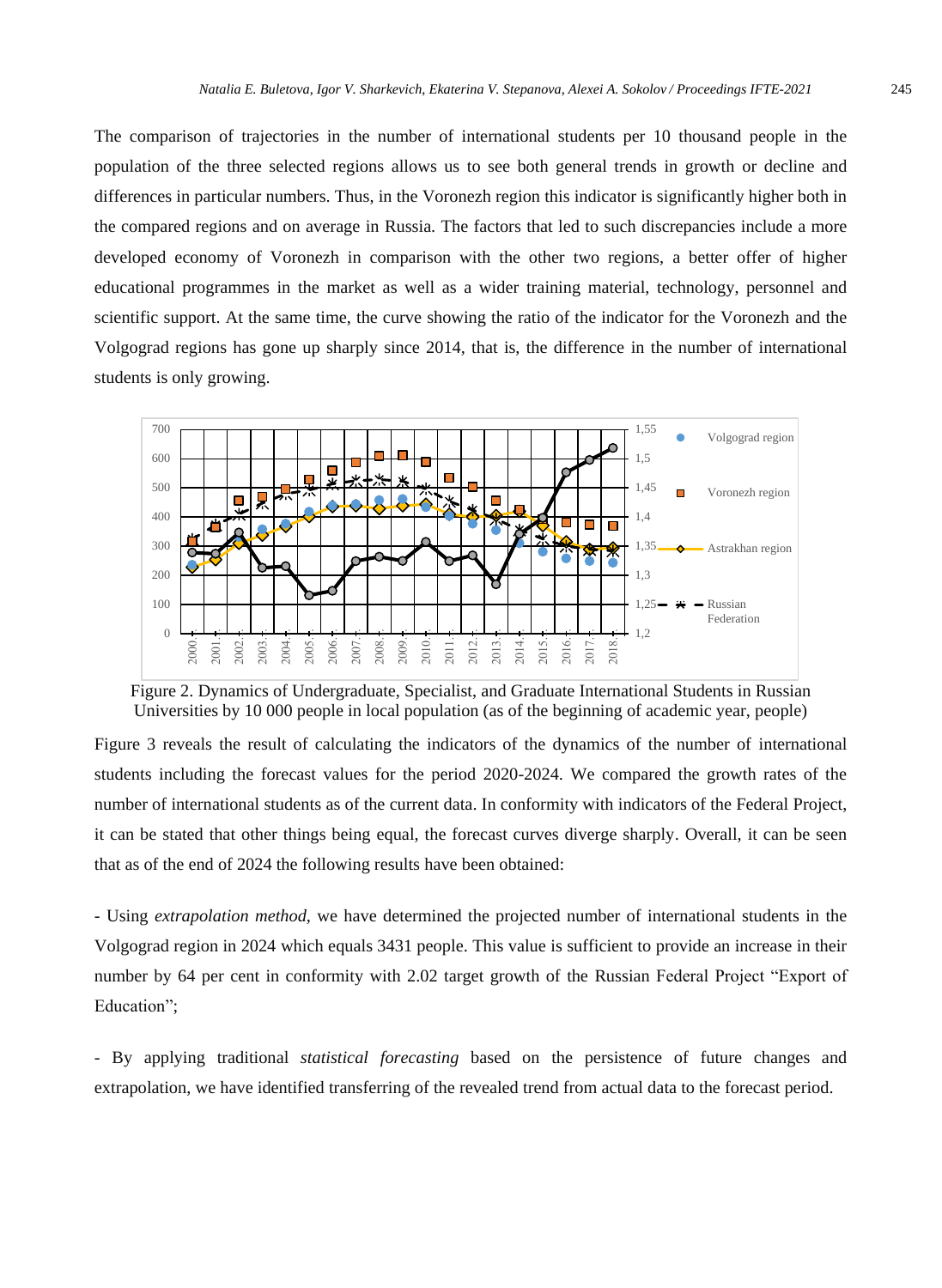The comparison of trajectories in the number of international students per 10 thousand people in the population of the three selected regions allows us to see both general trends in growth or decline and differences in particular numbers. Thus, in the Voronezh region this indicator is significantly higher both in the compared regions and on average in Russia. The factors that led to such discrepancies include a more developed economy of Voronezh in comparison with the other two regions, a better offer of higher educational programmes in the market as well as a wider training material, technology, personnel and scientific support. At the same time, the curve showing the ratio of the indicator for the Voronezh and the Volgograd regions has gone up sharply since 2014, that is, the difference in the number of international students is only growing.

Figure 2. Dynamics of Undergraduate, Specialist, and Graduate International Students in Russian Universities by 10 000 people in local population (as of the beginning of academic year, people)

Figure 3 reveals the result of calculating the indicators of the dynamics of the number of international students including the forecast values for the period 2020-2024. We compared the growth rates of the number of international students as of the current data. In conformity with indicators of the Federal Project, it can be stated that other things being equal, the forecast curves diverge sharply. Overall, it can be seen that as of the end of 2024 the following results have been obtained:

- Using *extrapolation method*, we have determined the projected number of international students in the Volgograd region in 2024 which equals 3431 people. This value is sufficient to provide an increase in their number by 64 per cent in conformity with 2.02 target growth of the Russian Federal Project "Export of Education";

- By applying traditional *statistical forecasting* based on the persistence of future changes and extrapolation, we have identified transferring of the revealed trend from actual data to the forecast period.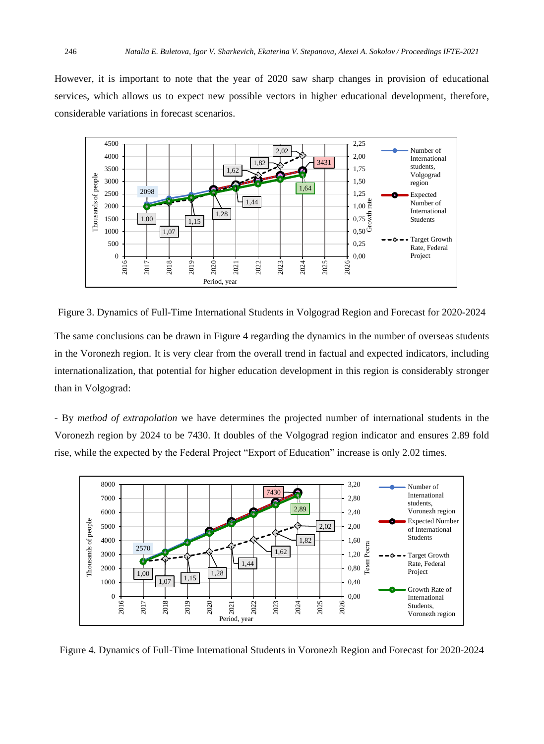However, it is important to note that the year of 2020 saw sharp changes in provision of educational services, which allows us to expect new possible vectors in higher educational development, therefore, considerable variations in forecast scenarios.

Figure 3. Dynamics of Full-Time International Students in Volgograd Region and Forecast for 2020-2024

The same conclusions can be drawn in Figure 4 regarding the dynamics in the number of overseas students in the Voronezh region. It is very clear from the overall trend in factual and expected indicators, including internationalization, that potential for higher education development in this region is considerably stronger than in Volgograd:

- By *method of extrapolation* we have determines the projected number of international students in the Voronezh region by 2024 to be 7430. It doubles of the Volgograd region indicator and ensures 2.89 fold rise, while the expected by the Federal Project "Export of Education" increase is only 2.02 times.

Figure 4. Dynamics of Full-Time International Students in Voronezh Region and Forecast for 2020-2024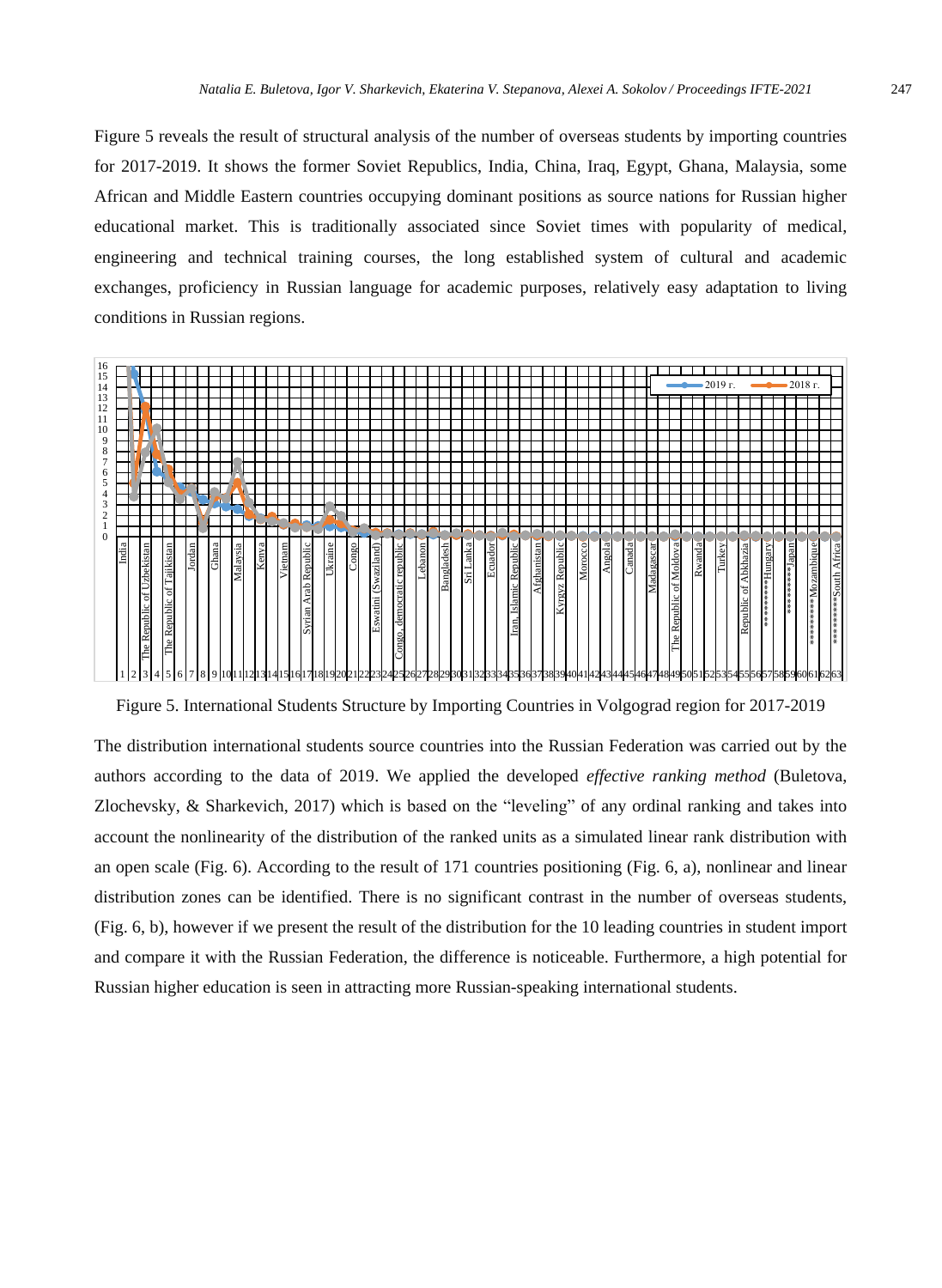Figure 5 reveals the result of structural analysis of the number of overseas students by importing countries for 2017-2019. It shows the former Soviet Republics, India, China, Iraq, Egypt, Ghana, Malaysia, some African and Middle Eastern countries occupying dominant positions as source nations for Russian higher educational market. This is traditionally associated since Soviet times with popularity of medical, engineering and technical training courses, the long established system of cultural and academic exchanges, proficiency in Russian language for academic purposes, relatively easy adaptation to living conditions in Russian regions.

Figure 5. International Students Structure by Importing Countries in Volgograd region for 2017-2019

The distribution international students source countries into the Russian Federation was carried out by the authors according to the data of 2019. We applied the developed *effective ranking method* (Buletova, Zlochevsky, & Sharkevich, 2017) which is based on the "leveling" of any ordinal ranking and takes into account the nonlinearity of the distribution of the ranked units as a simulated linear rank distribution with an open scale (Fig. 6). According to the result of 171 countries positioning (Fig. 6, a), nonlinear and linear distribution zones can be identified. There is no significant contrast in the number of overseas students, (Fig. 6, b), however if we present the result of the distribution for the 10 leading countries in student import and compare it with the Russian Federation, the difference is noticeable. Furthermore, a high potential for Russian higher education is seen in attracting more Russian-speaking international students.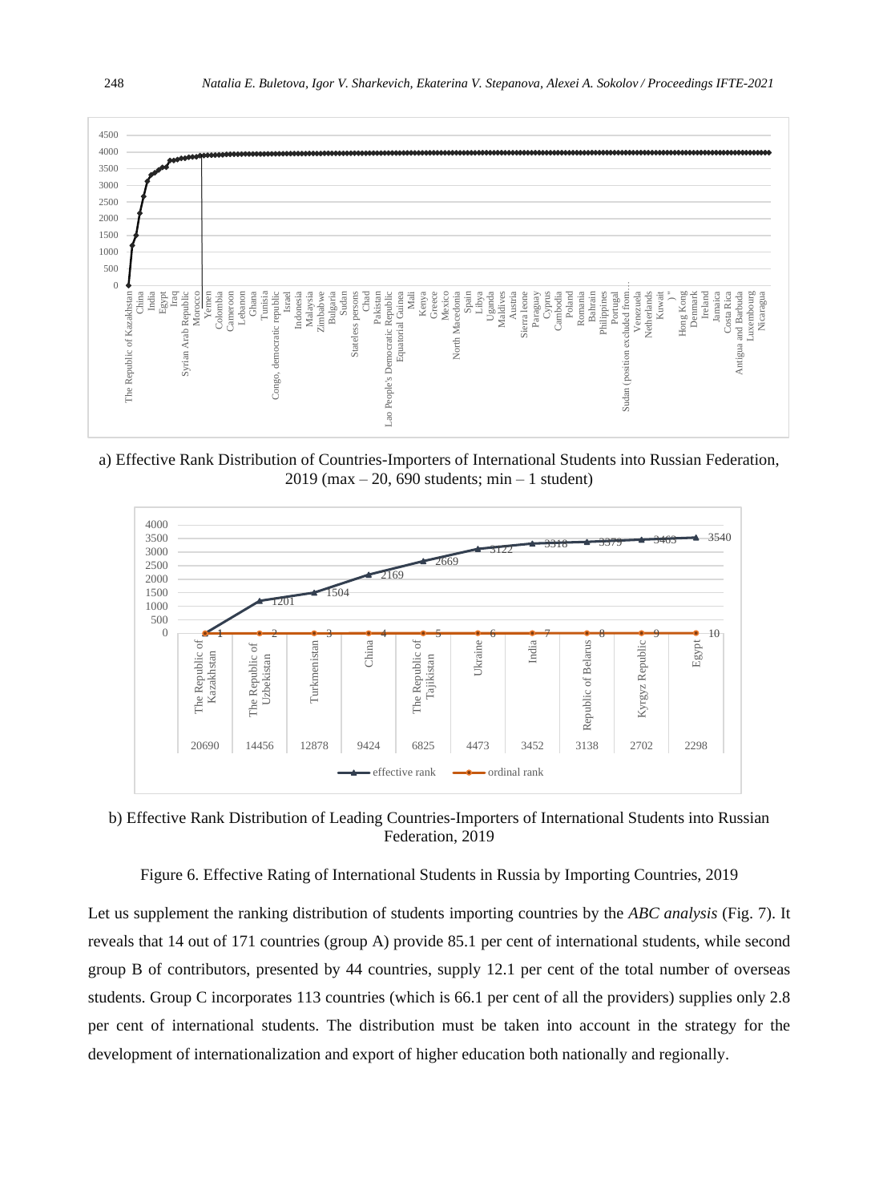a) Effective Rank Distribution of Countries-Importers of International Students into Russian Federation, 2019 (max – 20, 690 students; min – 1 student)

b) Effective Rank Distribution of Leading Countries-Importers of International Students into Russian Federation, 2019

Figure 6. Effective Rating of International Students in Russia by Importing Countries, 2019

Let us supplement the ranking distribution of students importing countries by the *ABC analysis* (Fig. 7). It reveals that 14 out of 171 countries (group A) provide 85.1 per cent of international students, while second group B of contributors, presented by 44 countries, supply 12.1 per cent of the total number of overseas students. Group C incorporates 113 countries (which is 66.1 per cent of all the providers) supplies only 2.8 per cent of international students. The distribution must be taken into account in the strategy for the development of internationalization and export of higher education both nationally and regionally.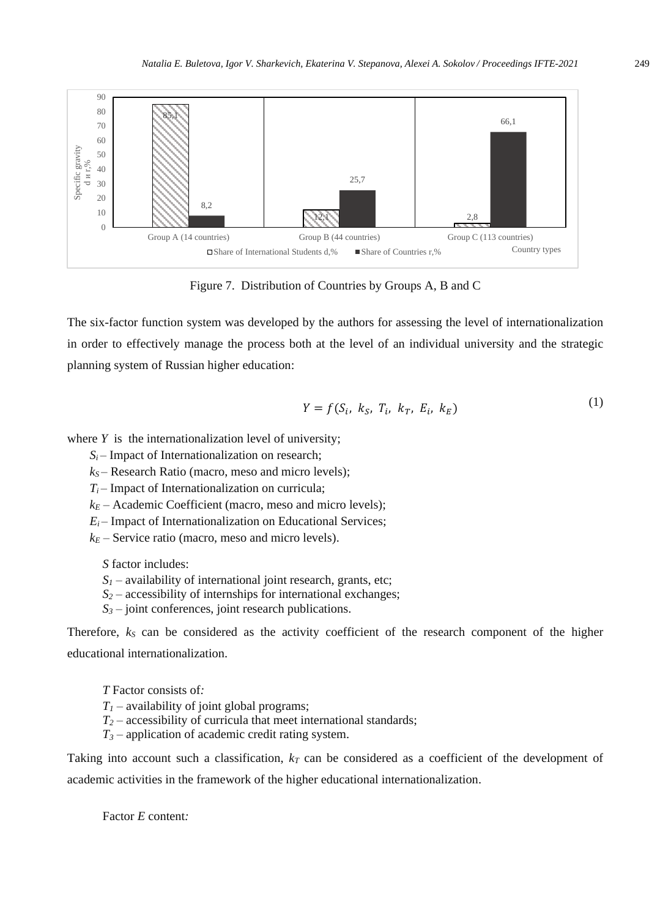Figure 7. Distribution of Countries by Groups A, B and C

The six-factor function system was developed by the authors for assessing the level of internationalization in order to effectively manage the process both at the level of an individual university and the strategic planning system of Russian higher education:

$$Y = f(S_i,\ k_S,\ T_i,\ k_T,\ E_i,\ k_E) \tag{1}$$

where $Y$ is the internationalization level of university;

$S_i$ – Impact of Internationalization on research;

$k_S$ – Research Ratio (macro, meso and micro levels);

$T_i$ – Impact of Internationalization on curricula;

$k_E$ – Academic Coefficient (macro, meso and micro levels);

$E_i$ – Impact of Internationalization on Educational Services;

$k_E$ – Service ratio (macro, meso and micro levels).

*S* factor includes:

$S_1$ – availability of international joint research, grants, etc;

$S_2$ – accessibility of internships for international exchanges;

$S_3$ – joint conferences, joint research publications.

Therefore, $k_S$ can be considered as the activity coefficient of the research component of the higher educational internationalization.

*T* Factor consists of*:*

$T_1$ – availability of joint global programs;

$T_2$ – accessibility of curricula that meet international standards;

$T_3$ – application of academic credit rating system.

Taking into account such a classification, $k_T$ can be considered as a coefficient of the development of academic activities in the framework of the higher educational internationalization.

Factor *E* content*:*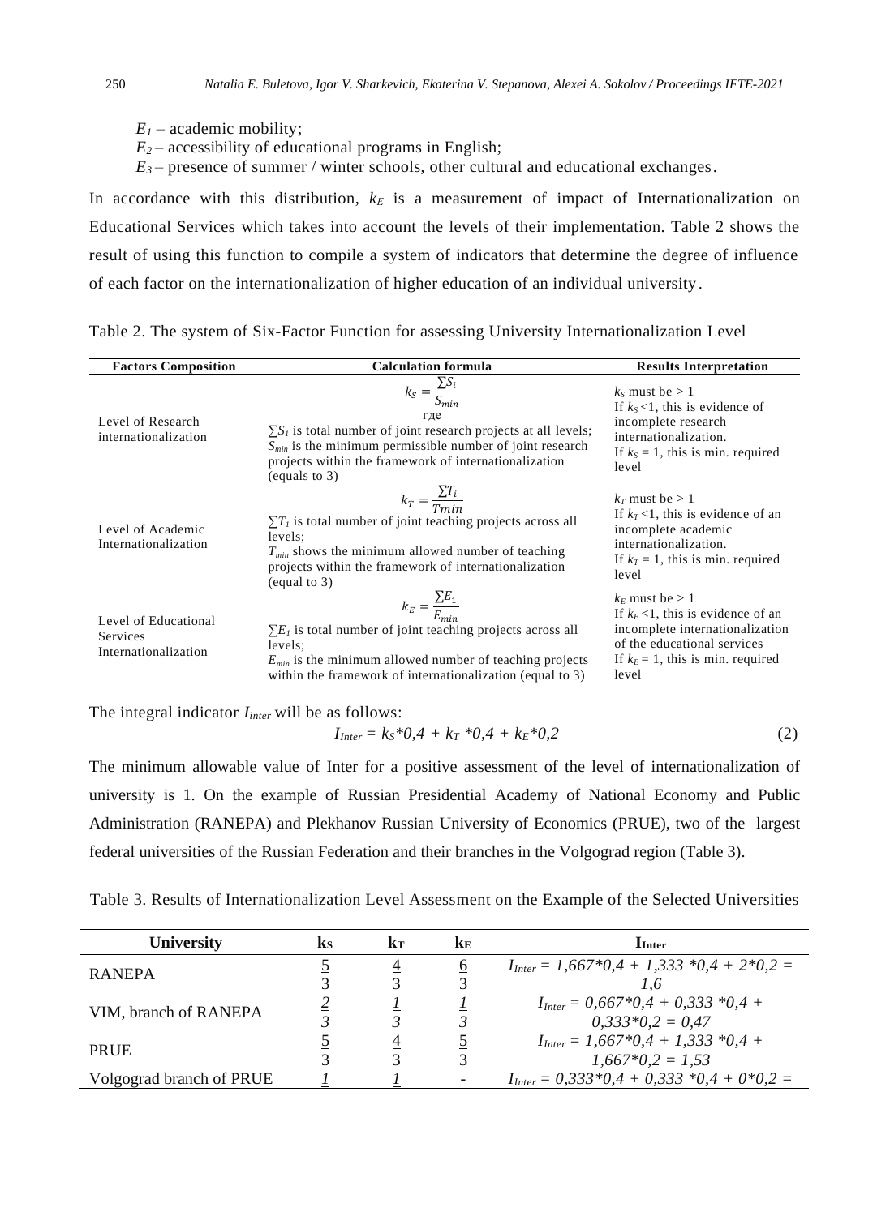$E_1$ – academic mobility;

$E_2$ – accessibility of educational programs in English;

$E_3$ – presence of summer / winter schools, other cultural and educational exchanges.

In accordance with this distribution, $k_E$ is a measurement of impact of Internationalization on Educational Services which takes into account the levels of their implementation. Table 2 shows the result of using this function to compile a system of indicators that determine the degree of influence of each factor on the internationalization of higher education of an individual university.

Table 2. The system of Six-Factor Function for assessing University Internationalization Level

| Factors Composition | Calculation formula | Results Interpretation |
|---|---|---|
| Level of Research internationalization | $k_S = \frac{\sum S_i}{S_{min}}$ где $\sum S_i$ is total number of joint research projects at all levels; $S_{min}$ is the minimum permissible number of joint research projects within the framework of internationalization (equals to 3) | $k_S$ must be > 1. If $k_S$ <1, this is evidence of incomplete research internationalization. If $k_S$ = 1, this is min. required level |
| Level of Academic Internationalization | $k_T = \frac{\sum T_i}{Tmin}$ $\sum T_i$ is total number of joint teaching projects across all levels; $T_{min}$ shows the minimum allowed number of teaching projects within the framework of internationalization (equal to 3) | $k_T$ must be > 1. If $k_T$ <1, this is evidence of an incomplete academic internationalization. If $k_T$ = 1, this is min. required level |
| Level of Educational Services Internationalization | $k_E = \frac{\sum E_1}{E_{min}}$ $\sum E_i$ is total number of joint teaching projects across all levels; $E_{min}$ is the minimum allowed number of teaching projects within the framework of internationalization (equal to 3) | $k_E$ must be > 1. If $k_E$ <1, this is evidence of an incomplete internationalization of the educational services. If $k_E$ = 1, this is min. required level |

The integral indicator $I_{inter}$ will be as follows:

$$I_{Inter} = k_S*0{,}4 + k_T*0{,}4 + k_E*0{,}2 \tag{2}$$

The minimum allowable value of Inter for a positive assessment of the level of internationalization of university is 1. On the example of Russian Presidential Academy of National Economy and Public Administration (RANEPA) and Plekhanov Russian University of Economics (PRUE), two of the largest federal universities of the Russian Federation and their branches in the Volgograd region (Table 3).

Table 3. Results of Internationalization Level Assessment on the Example of the Selected Universities

| University | $k_S$ | $k_T$ | $k_E$ | $I_{Inter}$ |
|---|---|---|---|---|
| RANEPA | $\frac{5}{3}$ | $\frac{4}{3}$ | $\frac{6}{3}$ | $I_{Inter} = 1{,}667*0{,}4 + 1{,}333*0{,}4 + 2*0{,}2 = 1{,}6$ |
| VIM, branch of RANEPA | $\frac{2}{3}$ | $\frac{1}{3}$ | $\frac{1}{3}$ | $I_{Inter} = 0{,}667*0{,}4 + 0{,}333*0{,}4 + 0{,}333*0{,}2 = 0{,}47$ |
| PRUE | $\frac{5}{3}$ | $\frac{4}{3}$ | $\frac{5}{3}$ | $I_{Inter} = 1{,}667*0{,}4 + 1{,}333*0{,}4 + 1{,}667*0{,}2 = 1{,}53$ |
| Volgograd branch of PRUE | $\frac{1}{}$ | $\frac{1}{}$ | - | $I_{Inter} = 0{,}333*0{,}4 + 0{,}333*0{,}4 + 0*0{,}2 =$ |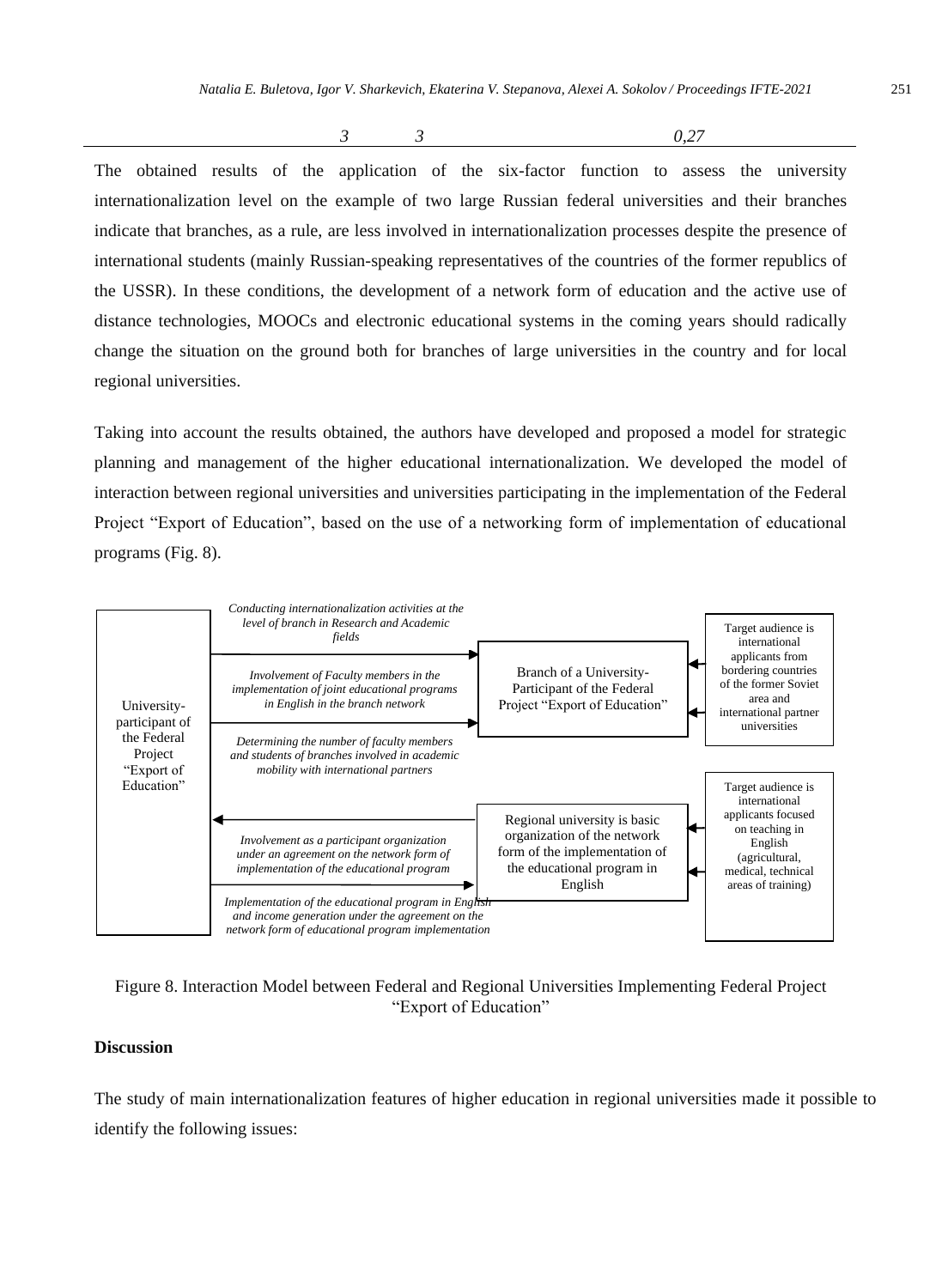| | 3 | 3 | 0,27 |
|---|---|---|---|

The obtained results of the application of the six-factor function to assess the university internationalization level on the example of two large Russian federal universities and their branches indicate that branches, as a rule, are less involved in internationalization processes despite the presence of international students (mainly Russian-speaking representatives of the countries of the former republics of the USSR). In these conditions, the development of a network form of education and the active use of distance technologies, MOOCs and electronic educational systems in the coming years should radically change the situation on the ground both for branches of large universities in the country and for local regional universities.

Taking into account the results obtained, the authors have developed and proposed a model for strategic planning and management of the higher educational internationalization. We developed the model of interaction between regional universities and universities participating in the implementation of the Federal Project "Export of Education", based on the use of a networking form of implementation of educational programs (Fig. 8).

University-participant of the Federal Project "Export of Education"

*Conducting internationalization activities at the level of branch in Research and Academic fields*

*Involvement of Faculty members in the implementation of joint educational programs in English in the branch network*

*Determining the number of faculty members and students of branches involved in academic mobility with international partners*

Branch of a University-Participant of the Federal Project "Export of Education"

Target audience is international applicants from bordering countries of the former Soviet area and international partner universities

*Involvement as a participant organization under an agreement on the network form of implementation of the educational program*

*Implementation of the educational program in English and income generation under the agreement on the network form of educational program implementation*

Regional university is basic organization of the network form of the implementation of the educational program in English

Target audience is international applicants focused on teaching in English (agricultural, medical, technical areas of training)

Figure 8. Interaction Model between Federal and Regional Universities Implementing Federal Project "Export of Education"

**Discussion**

The study of main internationalization features of higher education in regional universities made it possible to identify the following issues: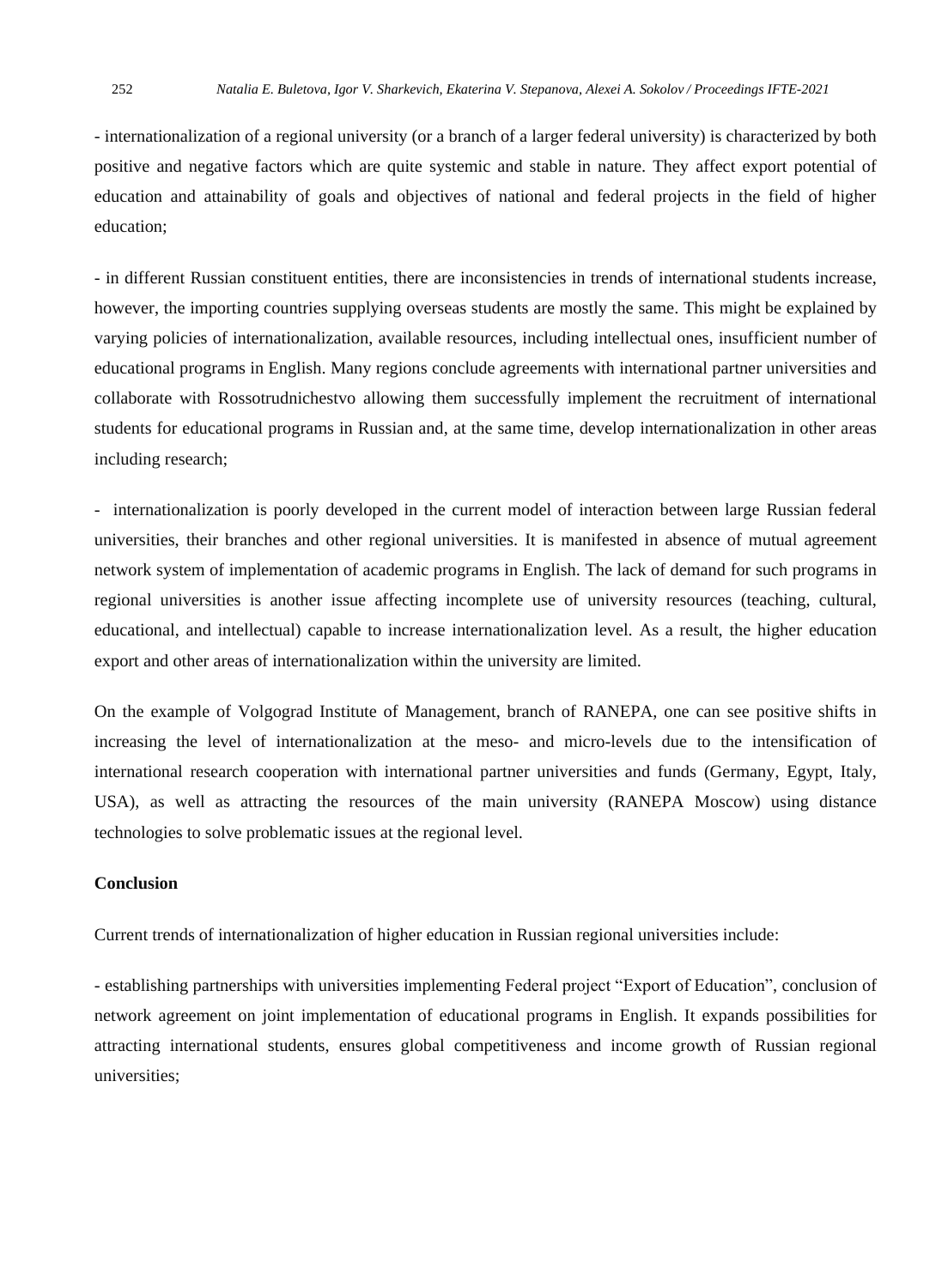- internationalization of a regional university (or a branch of a larger federal university) is characterized by both positive and negative factors which are quite systemic and stable in nature. They affect export potential of education and attainability of goals and objectives of national and federal projects in the field of higher education;

- in different Russian constituent entities, there are inconsistencies in trends of international students increase, however, the importing countries supplying overseas students are mostly the same. This might be explained by varying policies of internationalization, available resources, including intellectual ones, insufficient number of educational programs in English. Many regions conclude agreements with international partner universities and collaborate with Rossotrudnichestvo allowing them successfully implement the recruitment of international students for educational programs in Russian and, at the same time, develop internationalization in other areas including research;

- internationalization is poorly developed in the current model of interaction between large Russian federal universities, their branches and other regional universities. It is manifested in absence of mutual agreement network system of implementation of academic programs in English. The lack of demand for such programs in regional universities is another issue affecting incomplete use of university resources (teaching, cultural, educational, and intellectual) capable to increase internationalization level. As a result, the higher education export and other areas of internationalization within the university are limited.

On the example of Volgograd Institute of Management, branch of RANEPA, one can see positive shifts in increasing the level of internationalization at the meso- and micro-levels due to the intensification of international research cooperation with international partner universities and funds (Germany, Egypt, Italy, USA), as well as attracting the resources of the main university (RANEPA Moscow) using distance technologies to solve problematic issues at the regional level.

## Conclusion

Current trends of internationalization of higher education in Russian regional universities include:

- establishing partnerships with universities implementing Federal project "Export of Education", conclusion of network agreement on joint implementation of educational programs in English. It expands possibilities for attracting international students, ensures global competitiveness and income growth of Russian regional universities;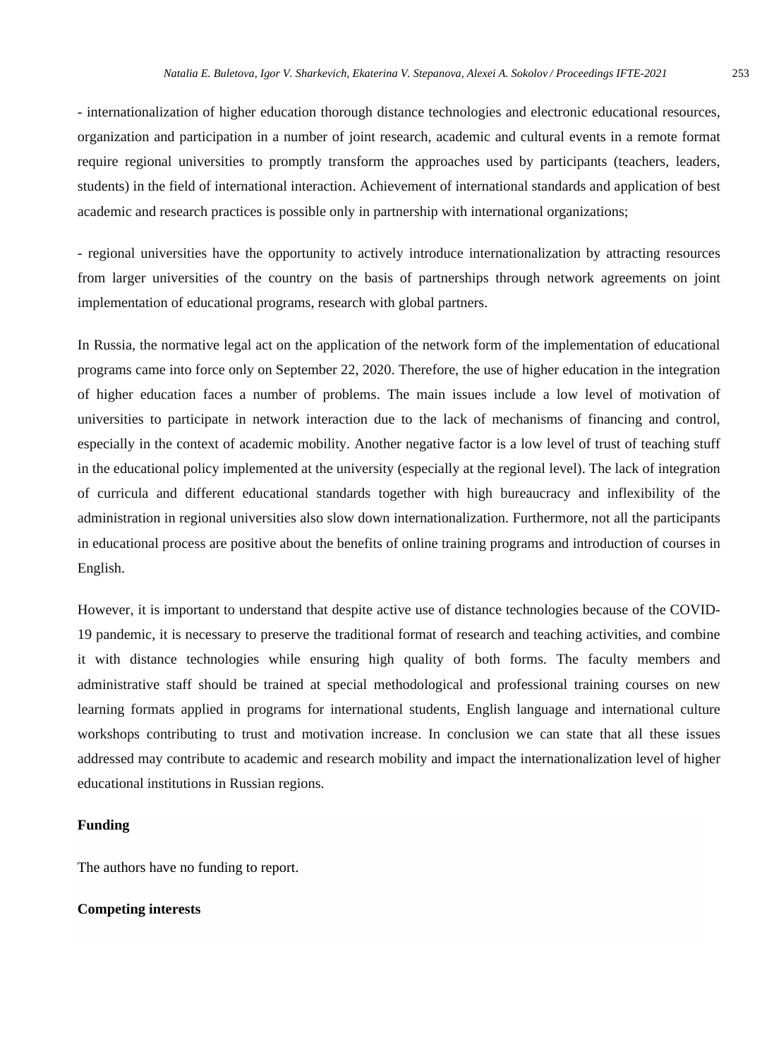- internationalization of higher education thorough distance technologies and electronic educational resources, organization and participation in a number of joint research, academic and cultural events in a remote format require regional universities to promptly transform the approaches used by participants (teachers, leaders, students) in the field of international interaction. Achievement of international standards and application of best academic and research practices is possible only in partnership with international organizations;

- regional universities have the opportunity to actively introduce internationalization by attracting resources from larger universities of the country on the basis of partnerships through network agreements on joint implementation of educational programs, research with global partners.

In Russia, the normative legal act on the application of the network form of the implementation of educational programs came into force only on September 22, 2020. Therefore, the use of higher education in the integration of higher education faces a number of problems. The main issues include a low level of motivation of universities to participate in network interaction due to the lack of mechanisms of financing and control, especially in the context of academic mobility. Another negative factor is a low level of trust of teaching stuff in the educational policy implemented at the university (especially at the regional level). The lack of integration of curricula and different educational standards together with high bureaucracy and inflexibility of the administration in regional universities also slow down internationalization. Furthermore, not all the participants in educational process are positive about the benefits of online training programs and introduction of courses in English.

However, it is important to understand that despite active use of distance technologies because of the COVID-19 pandemic, it is necessary to preserve the traditional format of research and teaching activities, and combine it with distance technologies while ensuring high quality of both forms. The faculty members and administrative staff should be trained at special methodological and professional training courses on new learning formats applied in programs for international students, English language and international culture workshops contributing to trust and motivation increase. In conclusion we can state that all these issues addressed may contribute to academic and research mobility and impact the internationalization level of higher educational institutions in Russian regions.

## Funding

The authors have no funding to report.

## Competing interests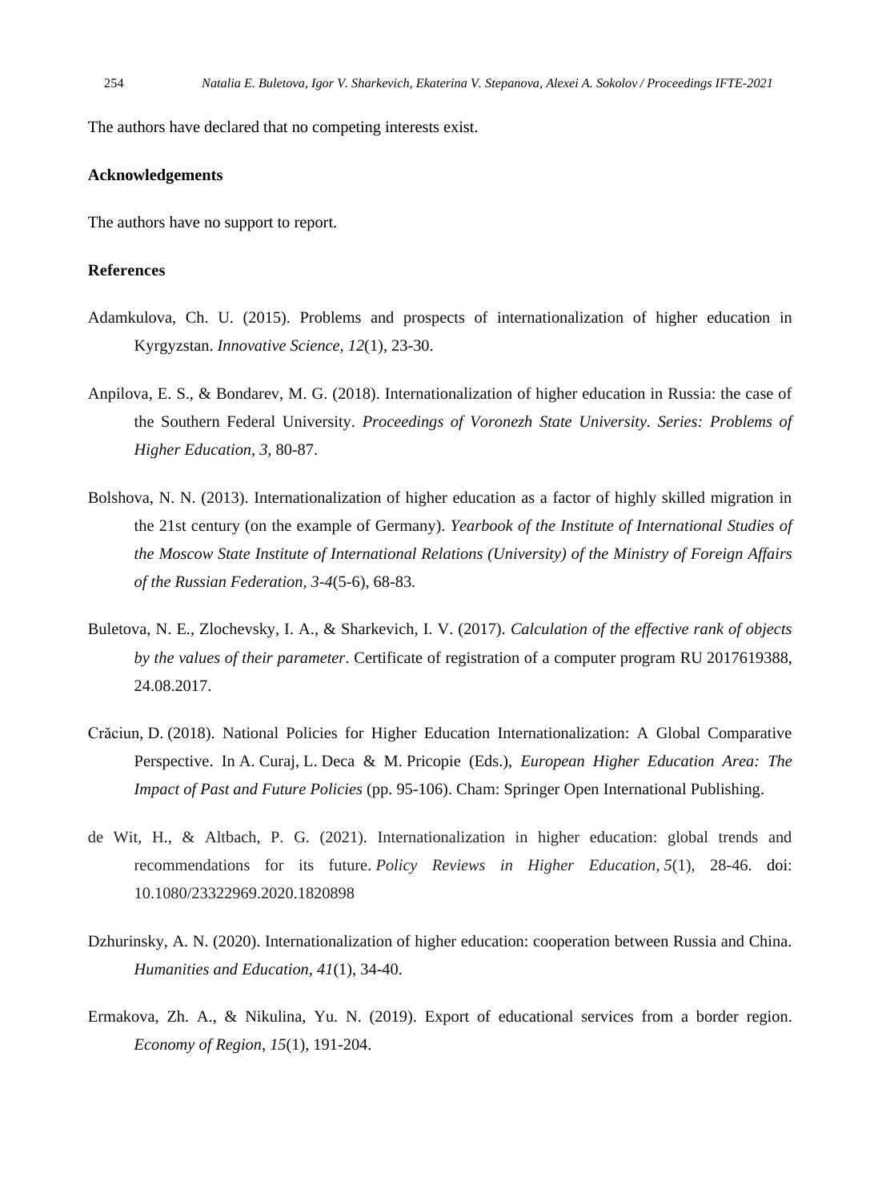The authors have declared that no competing interests exist.

**Acknowledgements**

The authors have no support to report.

**References**

Adamkulova, Ch. U. (2015). Problems and prospects of internationalization of higher education in Kyrgyzstan. *Innovative Science, 12*(1), 23-30.

Anpilova, E. S., & Bondarev, M. G. (2018). Internationalization of higher education in Russia: the case of the Southern Federal University. *Proceedings of Voronezh State University. Series: Problems of Higher Education, 3,* 80-87.

Bolshova, N. N. (2013). Internationalization of higher education as a factor of highly skilled migration in the 21st century (on the example of Germany). *Yearbook of the Institute of International Studies of the Moscow State Institute of International Relations (University) of the Ministry of Foreign Affairs of the Russian Federation, 3-4*(5-6), 68-83.

Buletova, N. E., Zlochevsky, I. A., & Sharkevich, I. V. (2017). *Calculation of the effective rank of objects by the values of their parameter*. Certificate of registration of a computer program RU 2017619388, 24.08.2017.

Crăciun, D. (2018). National Policies for Higher Education Internationalization: A Global Comparative Perspective. In A. Curaj, L. Deca & M. Pricopie (Eds.), *European Higher Education Area: The Impact of Past and Future Policies* (pp. 95-106). Cham: Springer Open International Publishing.

de Wit, H., & Altbach, P. G. (2021). Internationalization in higher education: global trends and recommendations for its future. *Policy Reviews in Higher Education*, *5*(1), 28-46. doi: 10.1080/23322969.2020.1820898

Dzhurinsky, A. N. (2020). Internationalization of higher education: cooperation between Russia and China. *Humanities and Education, 41*(1), 34-40.

Ermakova, Zh. A., & Nikulina, Yu. N. (2019). Export of educational services from a border region. *Economy of Region*, *15*(1), 191-204.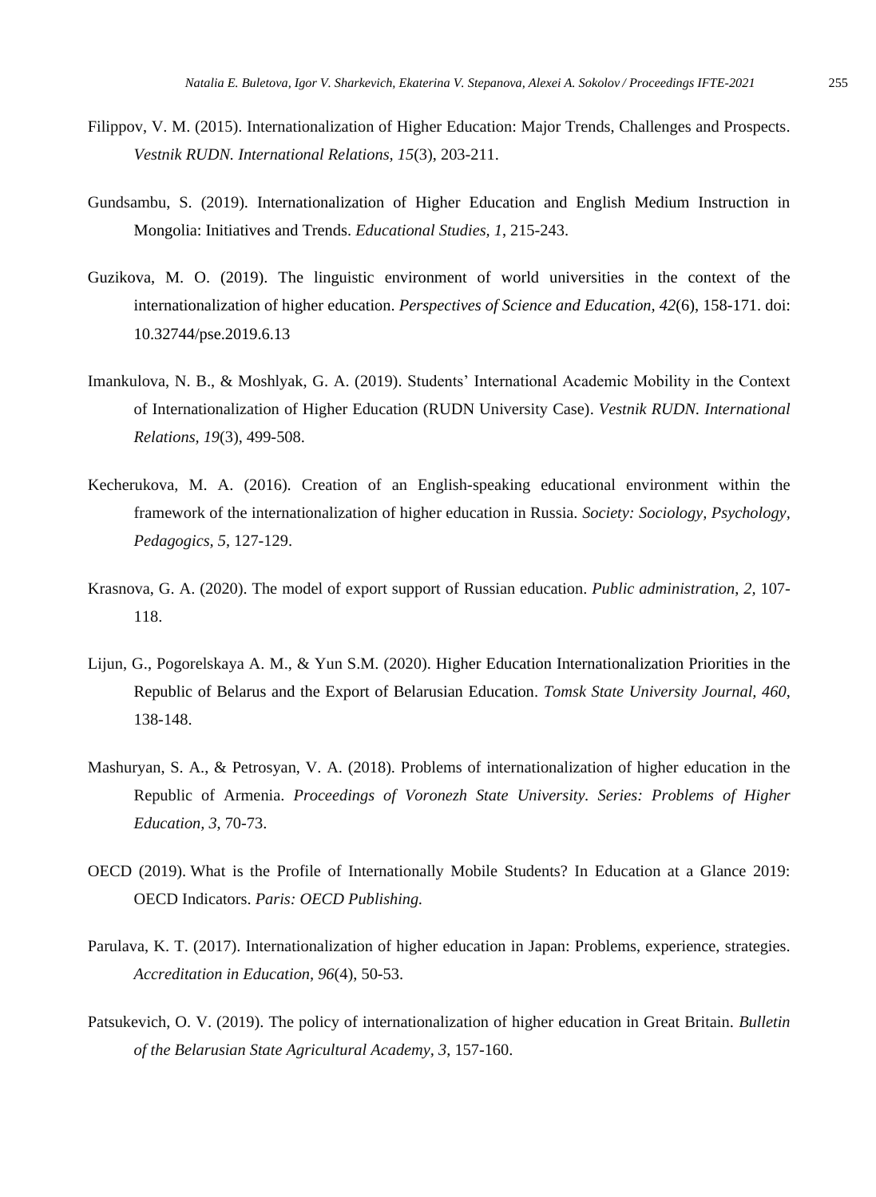Filippov, V. M. (2015). Internationalization of Higher Education: Major Trends, Challenges and Prospects. *Vestnik RUDN. International Relations, 15*(3), 203-211.

Gundsambu, S. (2019). Internationalization of Higher Education and English Medium Instruction in Mongolia: Initiatives and Trends. *Educational Studies, 1*, 215-243.

Guzikova, M. O. (2019). The linguistic environment of world universities in the context of the internationalization of higher education. *Perspectives of Science and Education, 42*(6), 158-171. doi: 10.32744/pse.2019.6.13

Imankulova, N. B., & Moshlyak, G. A. (2019). Students' International Academic Mobility in the Context of Internationalization of Higher Education (RUDN University Case). *Vestnik RUDN. International Relations, 19*(3), 499-508.

Kecherukova, M. A. (2016). Creation of an English-speaking educational environment within the framework of the internationalization of higher education in Russia. *Society: Sociology, Psychology, Pedagogics, 5*, 127-129.

Krasnova, G. A. (2020). The model of export support of Russian education. *Public administration*, *2,* 107-118.

Lijun, G., Pogorelskaya A. M., & Yun S.M. (2020). Higher Education Internationalization Priorities in the Republic of Belarus and the Export of Belarusian Education. *Tomsk State University Journal, 460*, 138-148.

Mashuryan, S. A., & Petrosyan, V. A. (2018). Problems of internationalization of higher education in the Republic of Armenia. *Proceedings of Voronezh State University. Series: Problems of Higher Education, 3*, 70-73.

OECD (2019). What is the Profile of Internationally Mobile Students? In Education at a Glance 2019: OECD Indicators. *Paris: OECD Publishing.*

Parulava, K. T. (2017). Internationalization of higher education in Japan: Problems, experience, strategies. *Accreditation in Education, 96*(4), 50-53.

Patsukevich, O. V. (2019). The policy of internationalization of higher education in Great Britain. *Bulletin of the Belarusian State Agricultural Academy, 3*, 157-160.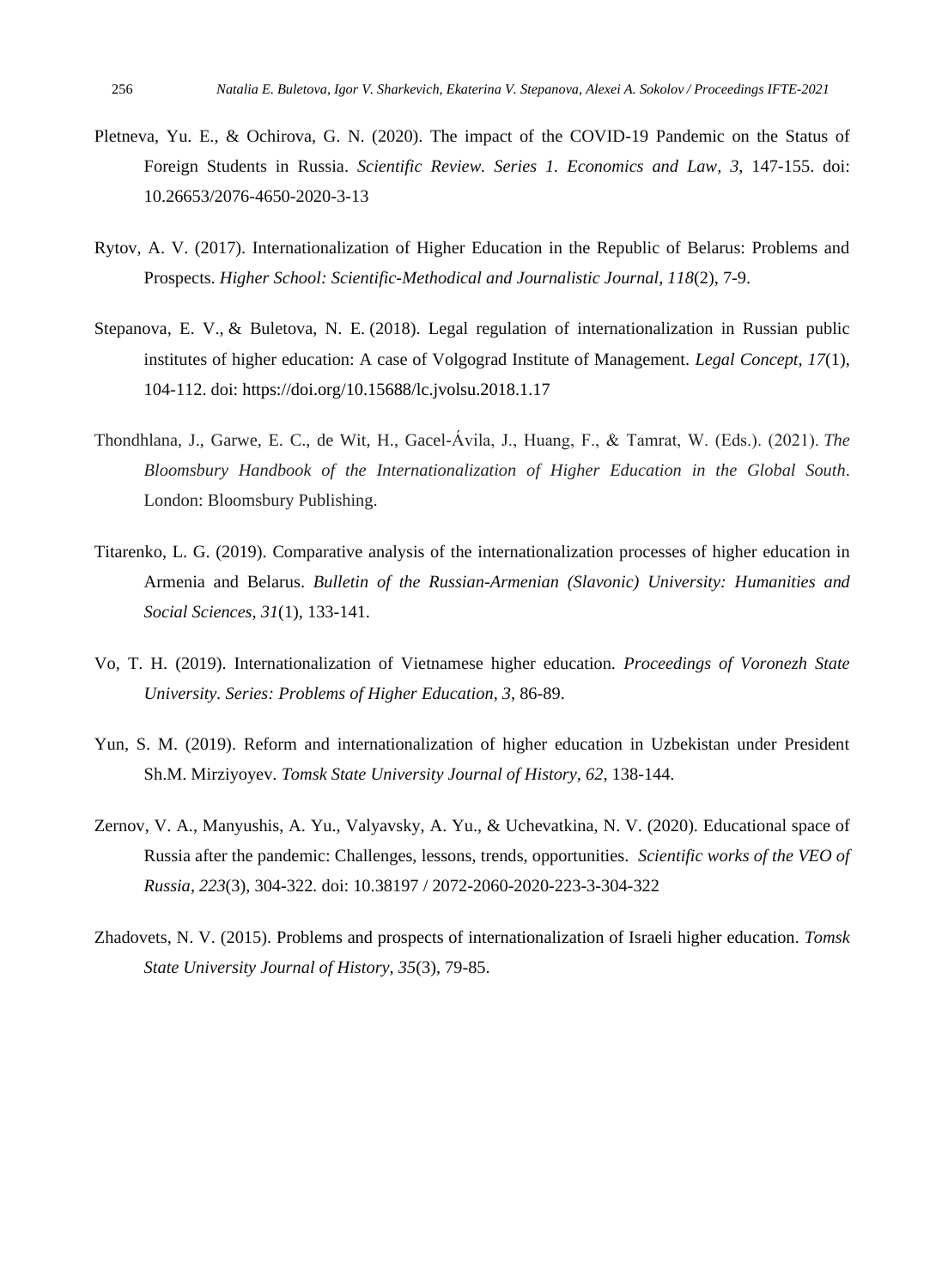Pletneva, Yu. E., & Ochirova, G. N. (2020). The impact of the COVID-19 Pandemic on the Status of Foreign Students in Russia. *Scientific Review. Series 1. Economics and Law, 3*, 147-155. doi: 10.26653/2076-4650-2020-3-13

Rytov, A. V. (2017). Internationalization of Higher Education in the Republic of Belarus: Problems and Prospects. *Higher School: Scientific-Methodical and Journalistic Journal*, *118*(2), 7-9.

Stepanova, E. V., & Buletova, N. E. (2018). Legal regulation of internationalization in Russian public institutes of higher education: A case of Volgograd Institute of Management. *Legal Concept, 17*(1), 104-112. doi: https://doi.org/10.15688/lc.jvolsu.2018.1.17

Thondhlana, J., Garwe, E. C., de Wit, H., Gacel-Ávila, J., Huang, F., & Tamrat, W. (Eds.). (2021). *The Bloomsbury Handbook of the Internationalization of Higher Education in the Global South*. London: Bloomsbury Publishing.

Titarenko, L. G. (2019). Comparative analysis of the internationalization processes of higher education in Armenia and Belarus. *Bulletin of the Russian-Armenian (Slavonic) University: Humanities and Social Sciences, 31*(1), 133-141.

Vo, T. H. (2019). Internationalization of Vietnamese higher education. *Proceedings of Voronezh State University. Series: Problems of Higher Education, 3*, 86-89.

Yun, S. M. (2019). Reform and internationalization of higher education in Uzbekistan under President Sh.M. Mirziyoyev. *Tomsk State University Journal of History, 62*, 138-144.

Zernov, V. A., Manyushis, A. Yu., Valyavsky, A. Yu., & Uchevatkina, N. V. (2020). Educational space of Russia after the pandemic: Challenges, lessons, trends, opportunities. *Scientific works of the VEO of Russia, 223*(3), 304-322. doi: 10.38197 / 2072-2060-2020-223-3-304-322

Zhadovets, N. V. (2015). Problems and prospects of internationalization of Israeli higher education. *Tomsk State University Journal of History, 35*(3), 79-85.